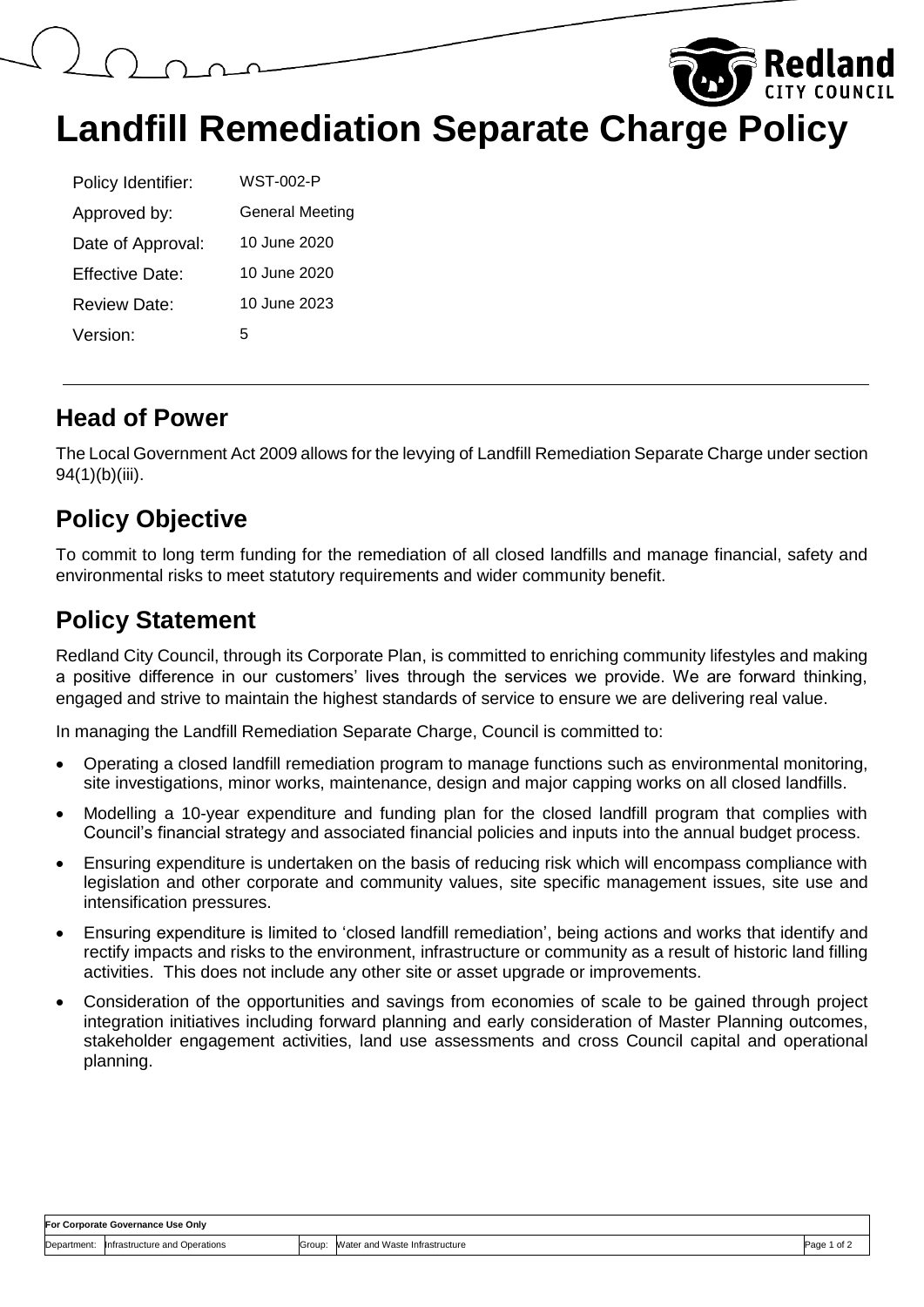# Landfill Remediation Separate Charge Policy

| | |
|---|---|
| Policy Identifier: | WST-002-P |
| Approved by: | General Meeting |
| Date of Approval: | 10 June 2020 |
| Effective Date: | 10 June 2020 |
| Review Date: | 10 June 2023 |
| Version: | 5 |

## Head of Power

The Local Government Act 2009 allows for the levying of Landfill Remediation Separate Charge under section 94(1)(b)(iii).

## Policy Objective

To commit to long term funding for the remediation of all closed landfills and manage financial, safety and environmental risks to meet statutory requirements and wider community benefit.

## Policy Statement

Redland City Council, through its Corporate Plan, is committed to enriching community lifestyles and making a positive difference in our customers' lives through the services we provide. We are forward thinking, engaged and strive to maintain the highest standards of service to ensure we are delivering real value.

In managing the Landfill Remediation Separate Charge, Council is committed to:

- Operating a closed landfill remediation program to manage functions such as environmental monitoring, site investigations, minor works, maintenance, design and major capping works on all closed landfills.
- Modelling a 10-year expenditure and funding plan for the closed landfill program that complies with Council's financial strategy and associated financial policies and inputs into the annual budget process.
- Ensuring expenditure is undertaken on the basis of reducing risk which will encompass compliance with legislation and other corporate and community values, site specific management issues, site use and intensification pressures.
- Ensuring expenditure is limited to 'closed landfill remediation', being actions and works that identify and rectify impacts and risks to the environment, infrastructure or community as a result of historic land filling activities. This does not include any other site or asset upgrade or improvements.
- Consideration of the opportunities and savings from economies of scale to be gained through project integration initiatives including forward planning and early consideration of Master Planning outcomes, stakeholder engagement activities, land use assessments and cross Council capital and operational planning.

| For Corporate Governance Use Only | | | |
|---|---|---|---|
| Department: | Infrastructure and Operations | Group: | Water and Waste Infrastructure |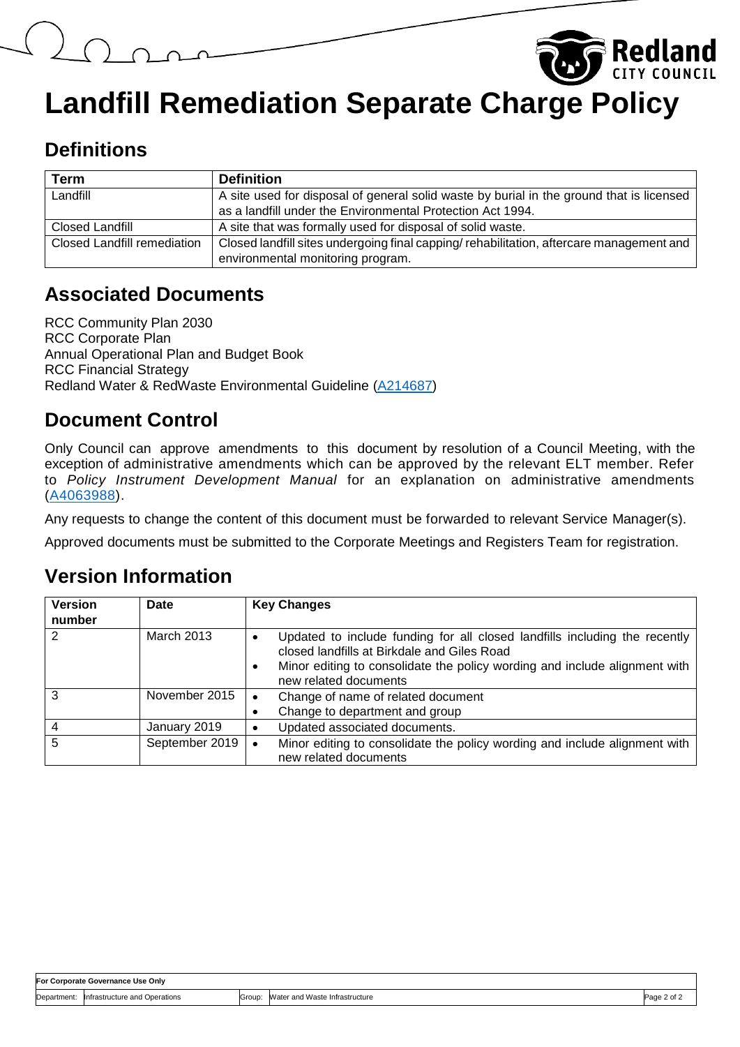# Landfill Remediation Separate Charge Policy

## Definitions

| Term | Definition |
|---|---|
| Landfill | A site used for disposal of general solid waste by burial in the ground that is licensed as a landfill under the Environmental Protection Act 1994. |
| Closed Landfill | A site that was formally used for disposal of solid waste. |
| Closed Landfill remediation | Closed landfill sites undergoing final capping/ rehabilitation, aftercare management and environmental monitoring program. |

## Associated Documents

RCC Community Plan 2030
RCC Corporate Plan
Annual Operational Plan and Budget Book
RCC Financial Strategy
Redland Water & RedWaste Environmental Guideline (A214687)

## Document Control

Only Council can approve amendments to this document by resolution of a Council Meeting, with the exception of administrative amendments which can be approved by the relevant ELT member. Refer to *Policy Instrument Development Manual* for an explanation on administrative amendments (A4063988).

Any requests to change the content of this document must be forwarded to relevant Service Manager(s).

Approved documents must be submitted to the Corporate Meetings and Registers Team for registration.

## Version Information

| Version number | Date | Key Changes |
|---|---|---|
| 2 | March 2013 | • Updated to include funding for all closed landfills including the recently closed landfills at Birkdale and Giles Road<br>• Minor editing to consolidate the policy wording and include alignment with new related documents |
| 3 | November 2015 | • Change of name of related document<br>• Change to department and group |
| 4 | January 2019 | • Updated associated documents. |
| 5 | September 2019 | • Minor editing to consolidate the policy wording and include alignment with new related documents |

| For Corporate Governance Use Only | | | |
|---|---|---|---|
| Department: | Infrastructure and Operations | Group: | Water and Waste Infrastructure |